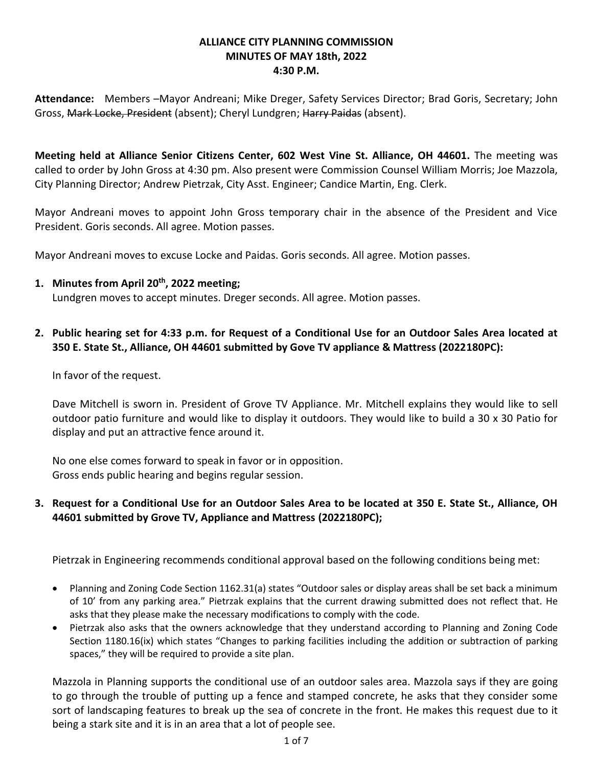# ALLIANCE CITY PLANNING COMMISSION
## MINUTES OF MAY 18th, 2022
## 4:30 P.M.

**Attendance:** Members –Mayor Andreani; Mike Dreger, Safety Services Director; Brad Goris, Secretary; John Gross, ~~Mark Locke, President~~ (absent); Cheryl Lundgren; ~~Harry Paidas~~ (absent).

**Meeting held at Alliance Senior Citizens Center, 602 West Vine St. Alliance, OH 44601.** The meeting was called to order by John Gross at 4:30 pm. Also present were Commission Counsel William Morris; Joe Mazzola, City Planning Director; Andrew Pietrzak, City Asst. Engineer; Candice Martin, Eng. Clerk.

Mayor Andreani moves to appoint John Gross temporary chair in the absence of the President and Vice President. Goris seconds. All agree. Motion passes.

Mayor Andreani moves to excuse Locke and Paidas. Goris seconds. All agree. Motion passes.

1. **Minutes from April 20th, 2022 meeting;**
   Lundgren moves to accept minutes. Dreger seconds. All agree. Motion passes.

2. **Public hearing set for 4:33 p.m. for Request of a Conditional Use for an Outdoor Sales Area located at 350 E. State St., Alliance, OH 44601 submitted by Gove TV appliance & Mattress (2022180PC):**

   In favor of the request.

   Dave Mitchell is sworn in. President of Grove TV Appliance. Mr. Mitchell explains they would like to sell outdoor patio furniture and would like to display it outdoors. They would like to build a 30 x 30 Patio for display and put an attractive fence around it.

   No one else comes forward to speak in favor or in opposition.
   Gross ends public hearing and begins regular session.

3. **Request for a Conditional Use for an Outdoor Sales Area to be located at 350 E. State St., Alliance, OH 44601 submitted by Grove TV, Appliance and Mattress (2022180PC);**

   Pietrzak in Engineering recommends conditional approval based on the following conditions being met:

   - Planning and Zoning Code Section 1162.31(a) states "Outdoor sales or display areas shall be set back a minimum of 10' from any parking area." Pietrzak explains that the current drawing submitted does not reflect that. He asks that they please make the necessary modifications to comply with the code.
   - Pietrzak also asks that the owners acknowledge that they understand according to Planning and Zoning Code Section 1180.16(ix) which states "Changes to parking facilities including the addition or subtraction of parking spaces," they will be required to provide a site plan.

   Mazzola in Planning supports the conditional use of an outdoor sales area. Mazzola says if they are going to go through the trouble of putting up a fence and stamped concrete, he asks that they consider some sort of landscaping features to break up the sea of concrete in the front. He makes this request due to it being a stark site and it is in an area that a lot of people see.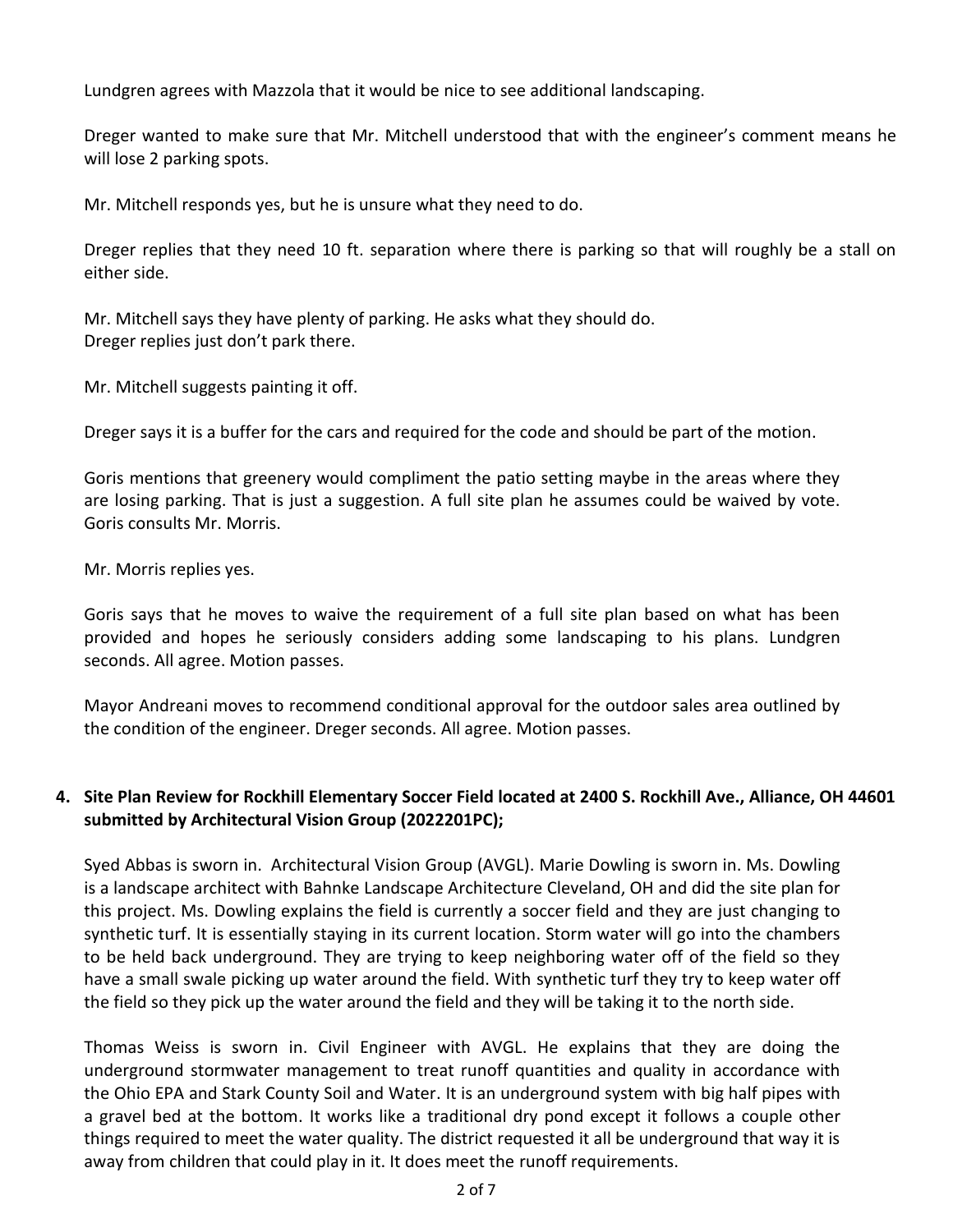Lundgren agrees with Mazzola that it would be nice to see additional landscaping.

Dreger wanted to make sure that Mr. Mitchell understood that with the engineer's comment means he will lose 2 parking spots.

Mr. Mitchell responds yes, but he is unsure what they need to do.

Dreger replies that they need 10 ft. separation where there is parking so that will roughly be a stall on either side.

Mr. Mitchell says they have plenty of parking. He asks what they should do.
Dreger replies just don't park there.

Mr. Mitchell suggests painting it off.

Dreger says it is a buffer for the cars and required for the code and should be part of the motion.

Goris mentions that greenery would compliment the patio setting maybe in the areas where they are losing parking. That is just a suggestion. A full site plan he assumes could be waived by vote. Goris consults Mr. Morris.

Mr. Morris replies yes.

Goris says that he moves to waive the requirement of a full site plan based on what has been provided and hopes he seriously considers adding some landscaping to his plans. Lundgren seconds. All agree. Motion passes.

Mayor Andreani moves to recommend conditional approval for the outdoor sales area outlined by the condition of the engineer. Dreger seconds. All agree. Motion passes.

**4. Site Plan Review for Rockhill Elementary Soccer Field located at 2400 S. Rockhill Ave., Alliance, OH 44601 submitted by Architectural Vision Group (2022201PC);**

Syed Abbas is sworn in. Architectural Vision Group (AVGL). Marie Dowling is sworn in. Ms. Dowling is a landscape architect with Bahnke Landscape Architecture Cleveland, OH and did the site plan for this project. Ms. Dowling explains the field is currently a soccer field and they are just changing to synthetic turf. It is essentially staying in its current location. Storm water will go into the chambers to be held back underground. They are trying to keep neighboring water off of the field so they have a small swale picking up water around the field. With synthetic turf they try to keep water off the field so they pick up the water around the field and they will be taking it to the north side.

Thomas Weiss is sworn in. Civil Engineer with AVGL. He explains that they are doing the underground stormwater management to treat runoff quantities and quality in accordance with the Ohio EPA and Stark County Soil and Water. It is an underground system with big half pipes with a gravel bed at the bottom. It works like a traditional dry pond except it follows a couple other things required to meet the water quality. The district requested it all be underground that way it is away from children that could play in it. It does meet the runoff requirements.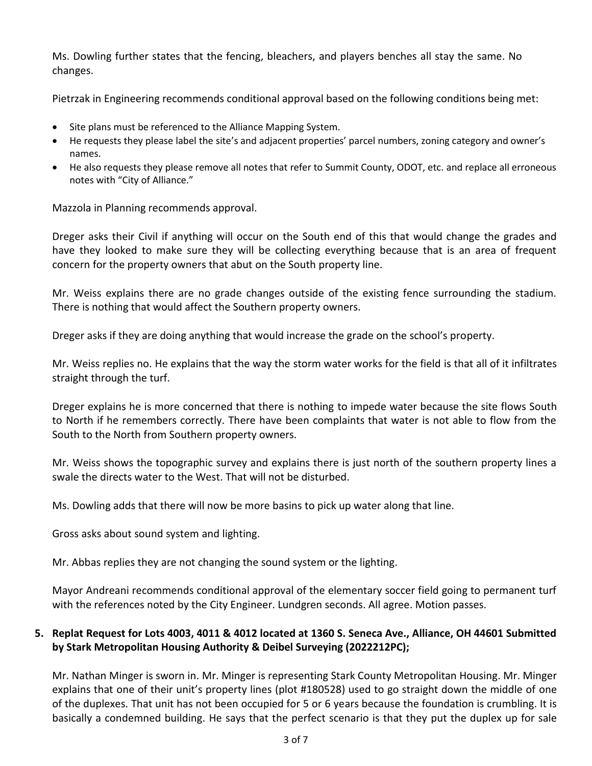Ms. Dowling further states that the fencing, bleachers, and players benches all stay the same. No changes.

Pietrzak in Engineering recommends conditional approval based on the following conditions being met:

- Site plans must be referenced to the Alliance Mapping System.
- He requests they please label the site's and adjacent properties' parcel numbers, zoning category and owner's names.
- He also requests they please remove all notes that refer to Summit County, ODOT, etc. and replace all erroneous notes with "City of Alliance."

Mazzola in Planning recommends approval.

Dreger asks their Civil if anything will occur on the South end of this that would change the grades and have they looked to make sure they will be collecting everything because that is an area of frequent concern for the property owners that abut on the South property line.

Mr. Weiss explains there are no grade changes outside of the existing fence surrounding the stadium. There is nothing that would affect the Southern property owners.

Dreger asks if they are doing anything that would increase the grade on the school's property.

Mr. Weiss replies no. He explains that the way the storm water works for the field is that all of it infiltrates straight through the turf.

Dreger explains he is more concerned that there is nothing to impede water because the site flows South to North if he remembers correctly. There have been complaints that water is not able to flow from the South to the North from Southern property owners.

Mr. Weiss shows the topographic survey and explains there is just north of the southern property lines a swale the directs water to the West. That will not be disturbed.

Ms. Dowling adds that there will now be more basins to pick up water along that line.

Gross asks about sound system and lighting.

Mr. Abbas replies they are not changing the sound system or the lighting.

Mayor Andreani recommends conditional approval of the elementary soccer field going to permanent turf with the references noted by the City Engineer. Lundgren seconds. All agree. Motion passes.

**5. Replat Request for Lots 4003, 4011 & 4012 located at 1360 S. Seneca Ave., Alliance, OH 44601 Submitted by Stark Metropolitan Housing Authority & Deibel Surveying (2022212PC);**

Mr. Nathan Minger is sworn in. Mr. Minger is representing Stark County Metropolitan Housing. Mr. Minger explains that one of their unit's property lines (plot #180528) used to go straight down the middle of one of the duplexes. That unit has not been occupied for 5 or 6 years because the foundation is crumbling. It is basically a condemned building. He says that the perfect scenario is that they put the duplex up for sale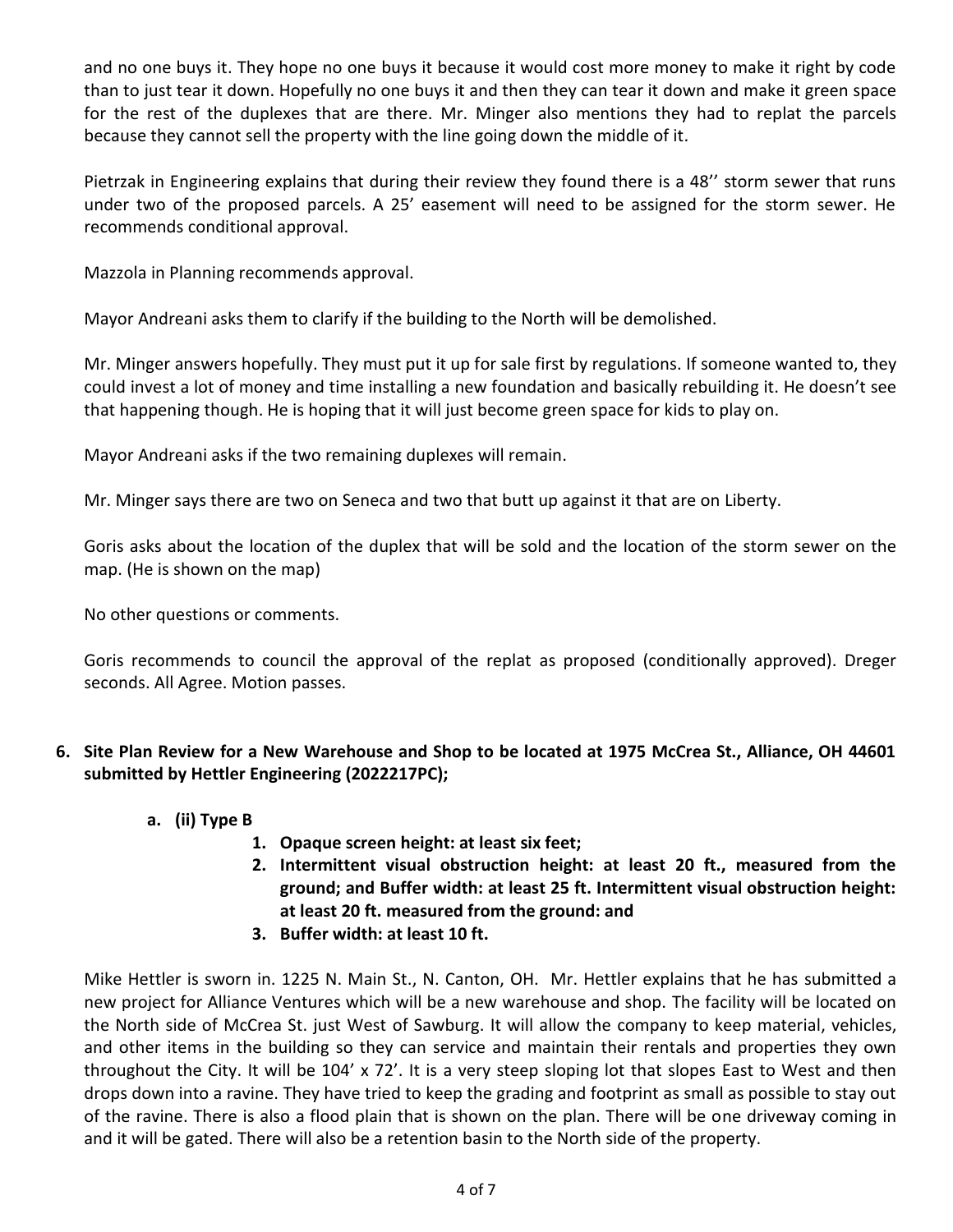and no one buys it. They hope no one buys it because it would cost more money to make it right by code than to just tear it down. Hopefully no one buys it and then they can tear it down and make it green space for the rest of the duplexes that are there. Mr. Minger also mentions they had to replat the parcels because they cannot sell the property with the line going down the middle of it.

Pietrzak in Engineering explains that during their review they found there is a 48'' storm sewer that runs under two of the proposed parcels. A 25' easement will need to be assigned for the storm sewer. He recommends conditional approval.

Mazzola in Planning recommends approval.

Mayor Andreani asks them to clarify if the building to the North will be demolished.

Mr. Minger answers hopefully. They must put it up for sale first by regulations. If someone wanted to, they could invest a lot of money and time installing a new foundation and basically rebuilding it. He doesn't see that happening though. He is hoping that it will just become green space for kids to play on.

Mayor Andreani asks if the two remaining duplexes will remain.

Mr. Minger says there are two on Seneca and two that butt up against it that are on Liberty.

Goris asks about the location of the duplex that will be sold and the location of the storm sewer on the map. (He is shown on the map)

No other questions or comments.

Goris recommends to council the approval of the replat as proposed (conditionally approved). Dreger seconds. All Agree. Motion passes.

6. **Site Plan Review for a New Warehouse and Shop to be located at 1975 McCrea St., Alliance, OH 44601 submitted by Hettler Engineering (2022217PC);**

   a. **(ii) Type B**

      1. **Opaque screen height: at least six feet;**
      2. **Intermittent visual obstruction height: at least 20 ft., measured from the ground; and Buffer width: at least 25 ft. Intermittent visual obstruction height: at least 20 ft. measured from the ground: and**
      3. **Buffer width: at least 10 ft.**

Mike Hettler is sworn in. 1225 N. Main St., N. Canton, OH. Mr. Hettler explains that he has submitted a new project for Alliance Ventures which will be a new warehouse and shop. The facility will be located on the North side of McCrea St. just West of Sawburg. It will allow the company to keep material, vehicles, and other items in the building so they can service and maintain their rentals and properties they own throughout the City. It will be 104' x 72'. It is a very steep sloping lot that slopes East to West and then drops down into a ravine. They have tried to keep the grading and footprint as small as possible to stay out of the ravine. There is also a flood plain that is shown on the plan. There will be one driveway coming in and it will be gated. There will also be a retention basin to the North side of the property.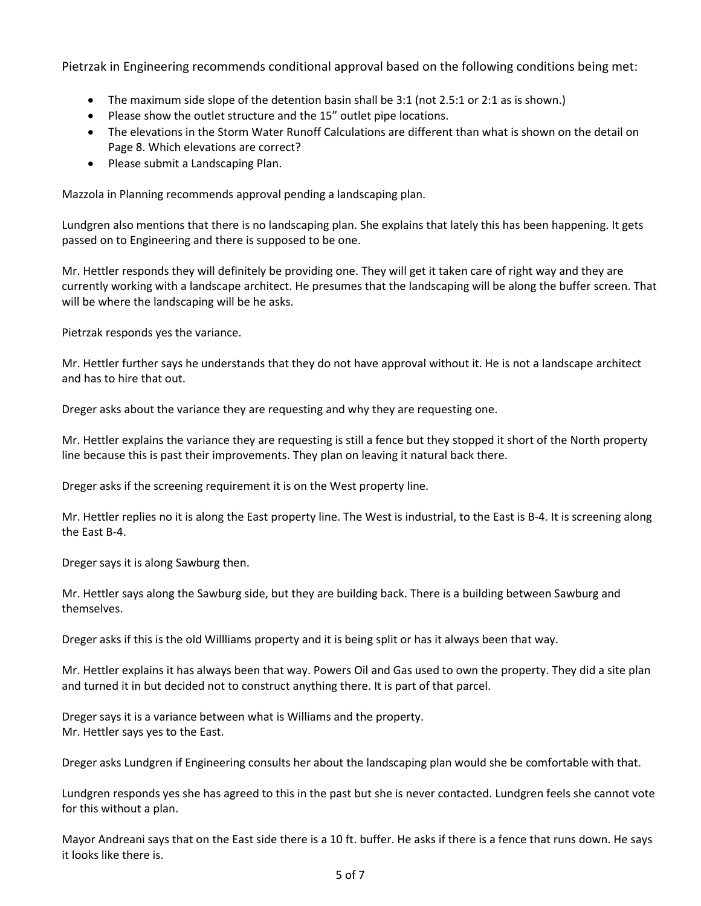Pietrzak in Engineering recommends conditional approval based on the following conditions being met:

- The maximum side slope of the detention basin shall be 3:1 (not 2.5:1 or 2:1 as is shown.)
- Please show the outlet structure and the 15" outlet pipe locations.
- The elevations in the Storm Water Runoff Calculations are different than what is shown on the detail on Page 8. Which elevations are correct?
- Please submit a Landscaping Plan.

Mazzola in Planning recommends approval pending a landscaping plan.

Lundgren also mentions that there is no landscaping plan. She explains that lately this has been happening. It gets passed on to Engineering and there is supposed to be one.

Mr. Hettler responds they will definitely be providing one. They will get it taken care of right way and they are currently working with a landscape architect. He presumes that the landscaping will be along the buffer screen. That will be where the landscaping will be he asks.

Pietrzak responds yes the variance.

Mr. Hettler further says he understands that they do not have approval without it. He is not a landscape architect and has to hire that out.

Dreger asks about the variance they are requesting and why they are requesting one.

Mr. Hettler explains the variance they are requesting is still a fence but they stopped it short of the North property line because this is past their improvements. They plan on leaving it natural back there.

Dreger asks if the screening requirement it is on the West property line.

Mr. Hettler replies no it is along the East property line. The West is industrial, to the East is B-4. It is screening along the East B-4.

Dreger says it is along Sawburg then.

Mr. Hettler says along the Sawburg side, but they are building back. There is a building between Sawburg and themselves.

Dreger asks if this is the old Willliams property and it is being split or has it always been that way.

Mr. Hettler explains it has always been that way. Powers Oil and Gas used to own the property. They did a site plan and turned it in but decided not to construct anything there. It is part of that parcel.

Dreger says it is a variance between what is Williams and the property.
Mr. Hettler says yes to the East.

Dreger asks Lundgren if Engineering consults her about the landscaping plan would she be comfortable with that.

Lundgren responds yes she has agreed to this in the past but she is never contacted. Lundgren feels she cannot vote for this without a plan.

Mayor Andreani says that on the East side there is a 10 ft. buffer. He asks if there is a fence that runs down. He says it looks like there is.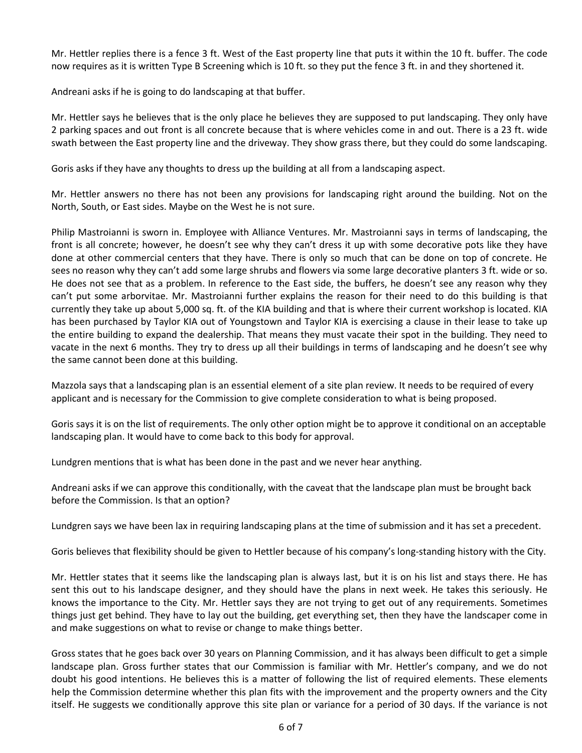Mr. Hettler replies there is a fence 3 ft. West of the East property line that puts it within the 10 ft. buffer. The code now requires as it is written Type B Screening which is 10 ft. so they put the fence 3 ft. in and they shortened it.

Andreani asks if he is going to do landscaping at that buffer.

Mr. Hettler says he believes that is the only place he believes they are supposed to put landscaping. They only have 2 parking spaces and out front is all concrete because that is where vehicles come in and out. There is a 23 ft. wide swath between the East property line and the driveway. They show grass there, but they could do some landscaping.

Goris asks if they have any thoughts to dress up the building at all from a landscaping aspect.

Mr. Hettler answers no there has not been any provisions for landscaping right around the building. Not on the North, South, or East sides. Maybe on the West he is not sure.

Philip Mastroianni is sworn in. Employee with Alliance Ventures. Mr. Mastroianni says in terms of landscaping, the front is all concrete; however, he doesn't see why they can't dress it up with some decorative pots like they have done at other commercial centers that they have. There is only so much that can be done on top of concrete. He sees no reason why they can't add some large shrubs and flowers via some large decorative planters 3 ft. wide or so. He does not see that as a problem. In reference to the East side, the buffers, he doesn't see any reason why they can't put some arborvitae. Mr. Mastroianni further explains the reason for their need to do this building is that currently they take up about 5,000 sq. ft. of the KIA building and that is where their current workshop is located. KIA has been purchased by Taylor KIA out of Youngstown and Taylor KIA is exercising a clause in their lease to take up the entire building to expand the dealership. That means they must vacate their spot in the building. They need to vacate in the next 6 months. They try to dress up all their buildings in terms of landscaping and he doesn't see why the same cannot been done at this building.

Mazzola says that a landscaping plan is an essential element of a site plan review. It needs to be required of every applicant and is necessary for the Commission to give complete consideration to what is being proposed.

Goris says it is on the list of requirements. The only other option might be to approve it conditional on an acceptable landscaping plan. It would have to come back to this body for approval.

Lundgren mentions that is what has been done in the past and we never hear anything.

Andreani asks if we can approve this conditionally, with the caveat that the landscape plan must be brought back before the Commission. Is that an option?

Lundgren says we have been lax in requiring landscaping plans at the time of submission and it has set a precedent.

Goris believes that flexibility should be given to Hettler because of his company's long-standing history with the City.

Mr. Hettler states that it seems like the landscaping plan is always last, but it is on his list and stays there. He has sent this out to his landscape designer, and they should have the plans in next week. He takes this seriously. He knows the importance to the City. Mr. Hettler says they are not trying to get out of any requirements. Sometimes things just get behind. They have to lay out the building, get everything set, then they have the landscaper come in and make suggestions on what to revise or change to make things better.

Gross states that he goes back over 30 years on Planning Commission, and it has always been difficult to get a simple landscape plan. Gross further states that our Commission is familiar with Mr. Hettler's company, and we do not doubt his good intentions. He believes this is a matter of following the list of required elements. These elements help the Commission determine whether this plan fits with the improvement and the property owners and the City itself. He suggests we conditionally approve this site plan or variance for a period of 30 days. If the variance is not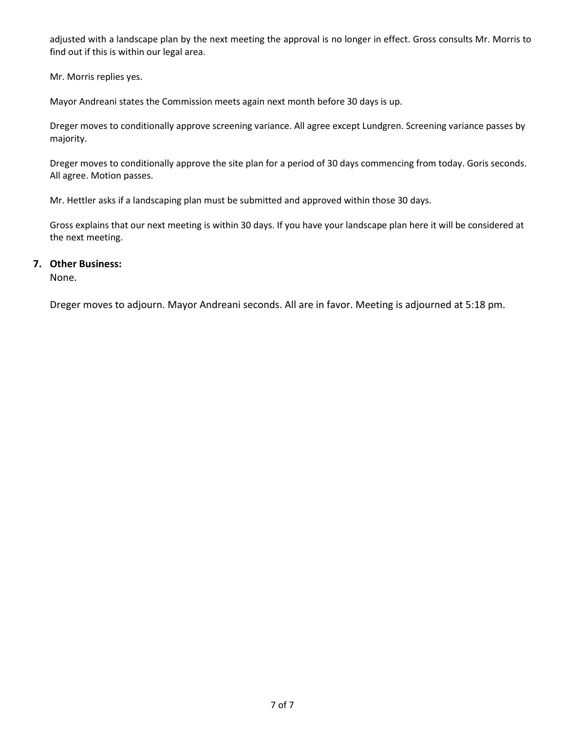adjusted with a landscape plan by the next meeting the approval is no longer in effect. Gross consults Mr. Morris to find out if this is within our legal area.

Mr. Morris replies yes.

Mayor Andreani states the Commission meets again next month before 30 days is up.

Dreger moves to conditionally approve screening variance. All agree except Lundgren. Screening variance passes by majority.

Dreger moves to conditionally approve the site plan for a period of 30 days commencing from today. Goris seconds. All agree. Motion passes.

Mr. Hettler asks if a landscaping plan must be submitted and approved within those 30 days.

Gross explains that our next meeting is within 30 days. If you have your landscape plan here it will be considered at the next meeting.

**7. Other Business:**

None.

Dreger moves to adjourn. Mayor Andreani seconds. All are in favor. Meeting is adjourned at 5:18 pm.